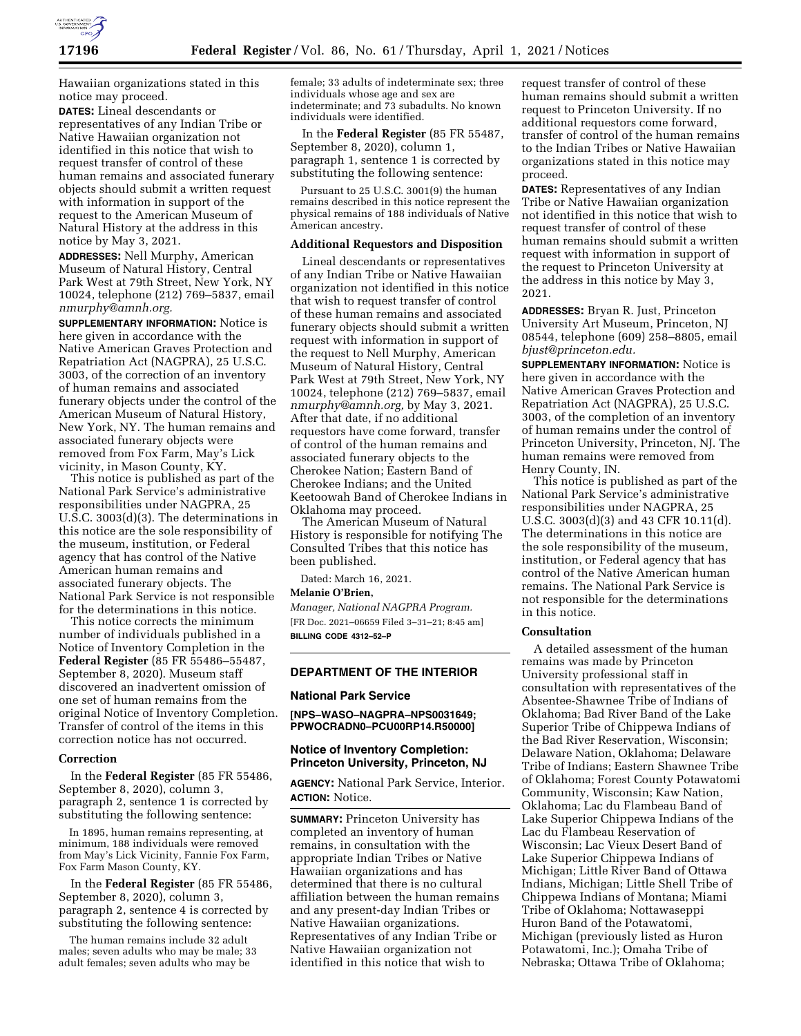Hawaiian organizations stated in this notice may proceed.

**DATES:** Lineal descendants or representatives of any Indian Tribe or Native Hawaiian organization not identified in this notice that wish to request transfer of control of these human remains and associated funerary objects should submit a written request with information in support of the request to the American Museum of Natural History at the address in this notice by May 3, 2021.

**ADDRESSES:** Nell Murphy, American Museum of Natural History, Central Park West at 79th Street, New York, NY 10024, telephone (212) 769–5837, email *nmurphy@amnh.org.*

**SUPPLEMENTARY INFORMATION:** Notice is here given in accordance with the Native American Graves Protection and Repatriation Act (NAGPRA), 25 U.S.C. 3003, of the correction of an inventory of human remains and associated funerary objects under the control of the American Museum of Natural History, New York, NY. The human remains and associated funerary objects were removed from Fox Farm, May's Lick vicinity, in Mason County, KY.

This notice is published as part of the National Park Service's administrative responsibilities under NAGPRA, 25 U.S.C. 3003(d)(3). The determinations in this notice are the sole responsibility of the museum, institution, or Federal agency that has control of the Native American human remains and associated funerary objects. The National Park Service is not responsible for the determinations in this notice.

This notice corrects the minimum number of individuals published in a Notice of Inventory Completion in the **Federal Register** (85 FR 55486–55487, September 8, 2020). Museum staff discovered an inadvertent omission of one set of human remains from the original Notice of Inventory Completion. Transfer of control of the items in this correction notice has not occurred.

### Correction

In the **Federal Register** (85 FR 55486, September 8, 2020), column 3, paragraph 2, sentence 1 is corrected by substituting the following sentence:

In 1895, human remains representing, at minimum, 188 individuals were removed from May's Lick Vicinity, Fannie Fox Farm, Fox Farm Mason County, KY.

In the **Federal Register** (85 FR 55486, September 8, 2020), column 3, paragraph 2, sentence 4 is corrected by substituting the following sentence:

The human remains include 32 adult males; seven adults who may be male; 33 adult females; seven adults who may be female; 33 adults of indeterminate sex; three individuals whose age and sex are indeterminate; and 73 subadults. No known individuals were identified.

In the **Federal Register** (85 FR 55487, September 8, 2020), column 1, paragraph 1, sentence 1 is corrected by substituting the following sentence:

Pursuant to 25 U.S.C. 3001(9) the human remains described in this notice represent the physical remains of 188 individuals of Native American ancestry.

### Additional Requestors and Disposition

Lineal descendants or representatives of any Indian Tribe or Native Hawaiian organization not identified in this notice that wish to request transfer of control of these human remains and associated funerary objects should submit a written request with information in support of the request to Nell Murphy, American Museum of Natural History, Central Park West at 79th Street, New York, NY 10024, telephone (212) 769–5837, email *nmurphy@amnh.org,* by May 3, 2021. After that date, if no additional requestors have come forward, transfer of control of the human remains and associated funerary objects to the Cherokee Nation; Eastern Band of Cherokee Indians; and the United Keetoowah Band of Cherokee Indians in Oklahoma may proceed.

The American Museum of Natural History is responsible for notifying The Consulted Tribes that this notice has been published.

Dated: March 16, 2021.

**Melanie O'Brien,**

*Manager, National NAGPRA Program.*

[FR Doc. 2021–06659 Filed 3–31–21; 8:45 am]

**BILLING CODE 4312–52–P**

## DEPARTMENT OF THE INTERIOR

### National Park Service

**[NPS–WASO–NAGPRA–NPS0031649; PPWOCRADN0–PCU00RP14.R50000]**

### Notice of Inventory Completion: Princeton University, Princeton, NJ

**AGENCY:** National Park Service, Interior.

**ACTION:** Notice.

**SUMMARY:** Princeton University has completed an inventory of human remains, in consultation with the appropriate Indian Tribes or Native Hawaiian organizations and has determined that there is no cultural affiliation between the human remains and any present-day Indian Tribes or Native Hawaiian organizations. Representatives of any Indian Tribe or Native Hawaiian organization not identified in this notice that wish to request transfer of control of these human remains should submit a written request to Princeton University. If no additional requestors come forward, transfer of control of the human remains to the Indian Tribes or Native Hawaiian organizations stated in this notice may proceed.

**DATES:** Representatives of any Indian Tribe or Native Hawaiian organization not identified in this notice that wish to request transfer of control of these human remains should submit a written request with information in support of the request to Princeton University at the address in this notice by May 3, 2021.

**ADDRESSES:** Bryan R. Just, Princeton University Art Museum, Princeton, NJ 08544, telephone (609) 258–8805, email *bjust@princeton.edu.*

**SUPPLEMENTARY INFORMATION:** Notice is here given in accordance with the Native American Graves Protection and Repatriation Act (NAGPRA), 25 U.S.C. 3003, of the completion of an inventory of human remains under the control of Princeton University, Princeton, NJ. The human remains were removed from Henry County, IN.

This notice is published as part of the National Park Service's administrative responsibilities under NAGPRA, 25 U.S.C. 3003(d)(3) and 43 CFR 10.11(d). The determinations in this notice are the sole responsibility of the museum, institution, or Federal agency that has control of the Native American human remains. The National Park Service is not responsible for the determinations in this notice.

### Consultation

A detailed assessment of the human remains was made by Princeton University professional staff in consultation with representatives of the Absentee-Shawnee Tribe of Indians of Oklahoma; Bad River Band of the Lake Superior Tribe of Chippewa Indians of the Bad River Reservation, Wisconsin; Delaware Nation, Oklahoma; Delaware Tribe of Indians; Eastern Shawnee Tribe of Oklahoma; Forest County Potawatomi Community, Wisconsin; Kaw Nation, Oklahoma; Lac du Flambeau Band of Lake Superior Chippewa Indians of the Lac du Flambeau Reservation of Wisconsin; Lac Vieux Desert Band of Lake Superior Chippewa Indians of Michigan; Little River Band of Ottawa Indians, Michigan; Little Shell Tribe of Chippewa Indians of Montana; Miami Tribe of Oklahoma; Nottawaseppi Huron Band of the Potawatomi, Michigan (previously listed as Huron Potawatomi, Inc.); Omaha Tribe of Nebraska; Ottawa Tribe of Oklahoma;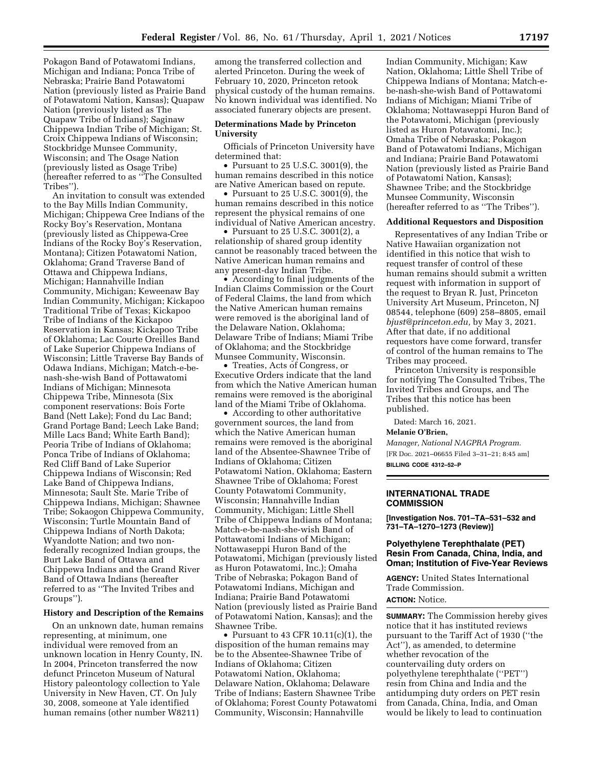Pokagon Band of Potawatomi Indians, Michigan and Indiana; Ponca Tribe of Nebraska; Prairie Band Potawatomi Nation (previously listed as Prairie Band of Potawatomi Nation, Kansas); Quapaw Nation (previously listed as The Quapaw Tribe of Indians); Saginaw Chippewa Indian Tribe of Michigan; St. Croix Chippewa Indians of Wisconsin; Stockbridge Munsee Community, Wisconsin; and The Osage Nation (previously listed as Osage Tribe) (hereafter referred to as ''The Consulted Tribes'').

An invitation to consult was extended to the Bay Mills Indian Community, Michigan; Chippewa Cree Indians of the Rocky Boy's Reservation, Montana (previously listed as Chippewa-Cree Indians of the Rocky Boy's Reservation, Montana); Citizen Potawatomi Nation, Oklahoma; Grand Traverse Band of Ottawa and Chippewa Indians, Michigan; Hannahville Indian Community, Michigan; Keweenaw Bay Indian Community, Michigan; Kickapoo Traditional Tribe of Texas; Kickapoo Tribe of Indians of the Kickapoo Reservation in Kansas; Kickapoo Tribe of Oklahoma; Lac Courte Oreilles Band of Lake Superior Chippewa Indians of Wisconsin; Little Traverse Bay Bands of Odawa Indians, Michigan; Match-e-be-nash-she-wish Band of Pottawatomi Indians of Michigan; Minnesota Chippewa Tribe, Minnesota (Six component reservations: Bois Forte Band (Nett Lake); Fond du Lac Band; Grand Portage Band; Leech Lake Band; Mille Lacs Band; White Earth Band); Peoria Tribe of Indians of Oklahoma; Ponca Tribe of Indians of Oklahoma; Red Cliff Band of Lake Superior Chippewa Indians of Wisconsin; Red Lake Band of Chippewa Indians, Minnesota; Sault Ste. Marie Tribe of Chippewa Indians, Michigan; Shawnee Tribe; Sokaogon Chippewa Community, Wisconsin; Turtle Mountain Band of Chippewa Indians of North Dakota; Wyandotte Nation; and two non-federally recognized Indian groups, the Burt Lake Band of Ottawa and Chippewa Indians and the Grand River Band of Ottawa Indians (hereafter referred to as ''The Invited Tribes and Groups'').

### History and Description of the Remains

On an unknown date, human remains representing, at minimum, one individual were removed from an unknown location in Henry County, IN. In 2004, Princeton transferred the now defunct Princeton Museum of Natural History paleontology collection to Yale University in New Haven, CT. On July 30, 2008, someone at Yale identified human remains (other number W8211) among the transferred collection and alerted Princeton. During the week of February 10, 2020, Princeton retook physical custody of the human remains. No known individual was identified. No associated funerary objects are present.

### Determinations Made by Princeton University

Officials of Princeton University have determined that:

- Pursuant to 25 U.S.C. 3001(9), the human remains described in this notice are Native American based on repute.
- Pursuant to 25 U.S.C. 3001(9), the human remains described in this notice represent the physical remains of one individual of Native American ancestry.
- Pursuant to 25 U.S.C. 3001(2), a relationship of shared group identity cannot be reasonably traced between the Native American human remains and any present-day Indian Tribe.
- According to final judgments of the Indian Claims Commission or the Court of Federal Claims, the land from which the Native American human remains were removed is the aboriginal land of the Delaware Nation, Oklahoma; Delaware Tribe of Indians; Miami Tribe of Oklahoma; and the Stockbridge Munsee Community, Wisconsin.
- Treaties, Acts of Congress, or Executive Orders indicate that the land from which the Native American human remains were removed is the aboriginal land of the Miami Tribe of Oklahoma.
- According to other authoritative government sources, the land from which the Native American human remains were removed is the aboriginal land of the Absentee-Shawnee Tribe of Indians of Oklahoma; Citizen Potawatomi Nation, Oklahoma; Eastern Shawnee Tribe of Oklahoma; Forest County Potawatomi Community, Wisconsin; Hannahville Indian Community, Michigan; Little Shell Tribe of Chippewa Indians of Montana; Match-e-be-nash-she-wish Band of Pottawatomi Indians of Michigan; Nottawaseppi Huron Band of the Potawatomi, Michigan (previously listed as Huron Potawatomi, Inc.); Omaha Tribe of Nebraska; Pokagon Band of Potawatomi Indians, Michigan and Indiana; Prairie Band Potawatomi Nation (previously listed as Prairie Band of Potawatomi Nation, Kansas); and the Shawnee Tribe.
- Pursuant to 43 CFR 10.11(c)(1), the disposition of the human remains may be to the Absentee-Shawnee Tribe of Indians of Oklahoma; Citizen Potawatomi Nation, Oklahoma; Delaware Nation, Oklahoma; Delaware Tribe of Indians; Eastern Shawnee Tribe of Oklahoma; Forest County Potawatomi Community, Wisconsin; Hannahville Indian Community, Michigan; Kaw Nation, Oklahoma; Little Shell Tribe of Chippewa Indians of Montana; Match-e-be-nash-she-wish Band of Pottawatomi Indians of Michigan; Miami Tribe of Oklahoma; Nottawaseppi Huron Band of the Potawatomi, Michigan (previously listed as Huron Potawatomi, Inc.); Omaha Tribe of Nebraska; Pokagon Band of Potawatomi Indians, Michigan and Indiana; Prairie Band Potawatomi Nation (previously listed as Prairie Band of Potawatomi Nation, Kansas); Shawnee Tribe; and the Stockbridge Munsee Community, Wisconsin (hereafter referred to as ''The Tribes'').

### Additional Requestors and Disposition

Representatives of any Indian Tribe or Native Hawaiian organization not identified in this notice that wish to request transfer of control of these human remains should submit a written request with information in support of the request to Bryan R. Just, Princeton University Art Museum, Princeton, NJ 08544, telephone (609) 258–8805, email *bjust@princeton.edu,* by May 3, 2021. After that date, if no additional requestors have come forward, transfer of control of the human remains to The Tribes may proceed.

Princeton University is responsible for notifying The Consulted Tribes, The Invited Tribes and Groups, and The Tribes that this notice has been published.

Dated: March 16, 2021.

**Melanie O'Brien,**

*Manager, National NAGPRA Program.*

[FR Doc. 2021–06655 Filed 3–31–21; 8:45 am]

**BILLING CODE 4312–52–P**

---

## INTERNATIONAL TRADE COMMISSION

**[Investigation Nos. 701–TA–531–532 and 731–TA–1270–1273 (Review)]**

### Polyethylene Terephthalate (PET) Resin From Canada, China, India, and Oman; Institution of Five-Year Reviews

**AGENCY:** United States International Trade Commission.

**ACTION:** Notice.

**SUMMARY:** The Commission hereby gives notice that it has instituted reviews pursuant to the Tariff Act of 1930 (''the Act''), as amended, to determine whether revocation of the countervailing duty orders on polyethylene terephthalate (''PET'') resin from China and India and the antidumping duty orders on PET resin from Canada, China, India, and Oman would be likely to lead to continuation